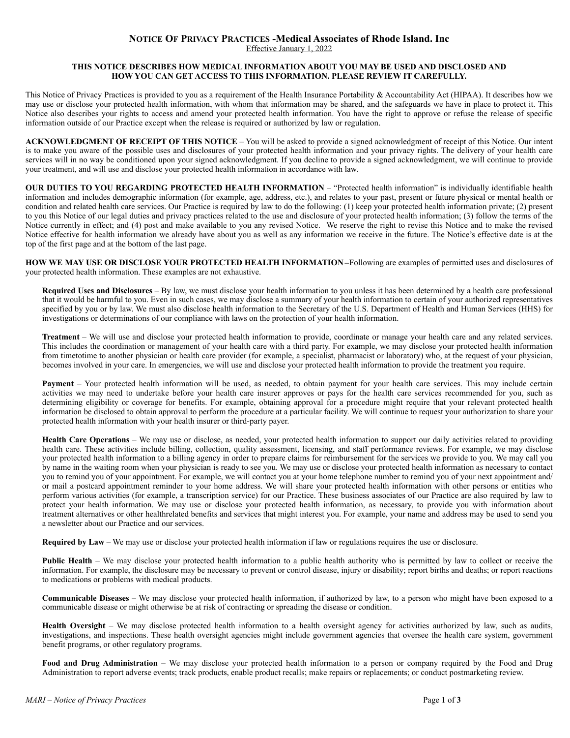# **NOTICE OF PRIVACY PRACTICES -Medical Associates of Rhode Island. Inc**

Effective January 1, 2022

**THIS NOTICE DESCRIBES HOW MEDICAL INFORMATION ABOUT YOU MAY BE USED AND DISCLOSED AND HOW YOU CAN GET ACCESS TO THIS INFORMATION. PLEASE REVIEW IT CAREFULLY.**

This Notice of Privacy Practices is provided to you as a requirement of the Health Insurance Portability & Accountability Act (HIPAA). It describes how we may use or disclose your protected health information, with whom that information may be shared, and the safeguards we have in place to protect it. This Notice also describes your rights to access and amend your protected health information. You have the right to approve or refuse the release of specific information outside of our Practice except when the release is required or authorized by law or regulation.

**ACKNOWLEDGMENT OF RECEIPT OF THIS NOTICE** – You will be asked to provide a signed acknowledgment of receipt of this Notice. Our intent is to make you aware of the possible uses and disclosures of your protected health information and your privacy rights. The delivery of your health care services will in no way be conditioned upon your signed acknowledgment. If you decline to provide a signed acknowledgment, we will continue to provide your treatment, and will use and disclose your protected health information in accordance with law.

**OUR DUTIES TO YOU REGARDING PROTECTED HEALTH INFORMATION** – "Protected health information" is individually identifiable health information and includes demographic information (for example, age, address, etc.), and relates to your past, present or future physical or mental health or condition and related health care services. Our Practice is required by law to do the following: (1) keep your protected health information private; (2) present to you this Notice of our legal duties and privacy practices related to the use and disclosure of your protected health information; (3) follow the terms of the Notice currently in effect; and (4) post and make available to you any revised Notice. We reserve the right to revise this Notice and to make the revised Notice effective for health information we already have about you as well as any information we receive in the future. The Notice's effective date is at the top of the first page and at the bottom of the last page.

**HOW WE MAY USE OR DISCLOSE YOUR PROTECTED HEALTH INFORMATION** –Following are examples of permitted uses and disclosures of your protected health information. These examples are not exhaustive.

**Required Uses and Disclosures** – By law, we must disclose your health information to you unless it has been determined by a health care professional that it would be harmful to you. Even in such cases, we may disclose a summary of your health information to certain of your authorized representatives specified by you or by law. We must also disclose health information to the Secretary of the U.S. Department of Health and Human Services (HHS) for investigations or determinations of our compliance with laws on the protection of your health information.

**Treatment** – We will use and disclose your protected health information to provide, coordinate or manage your health care and any related services. This includes the coordination or management of your health care with a third party. For example, we may disclose your protected health information from timetotime to another physician or health care provider (for example, a specialist, pharmacist or laboratory) who, at the request of your physician, becomes involved in your care. In emergencies, we will use and disclose your protected health information to provide the treatment you require.

**Payment** – Your protected health information will be used, as needed, to obtain payment for your health care services. This may include certain activities we may need to undertake before your health care insurer approves or pays for the health care services recommended for you, such as determining eligibility or coverage for benefits. For example, obtaining approval for a procedure might require that your relevant protected health information be disclosed to obtain approval to perform the procedure at a particular facility. We will continue to request your authorization to share your protected health information with your health insurer or third-party payer.

**Health Care Operations** – We may use or disclose, as needed, your protected health information to support our daily activities related to providing health care. These activities include billing, collection, quality assessment, licensing, and staff performance reviews. For example, we may disclose your protected health information to a billing agency in order to prepare claims for reimbursement for the services we provide to you. We may call you by name in the waiting room when your physician is ready to see you. We may use or disclose your protected health information as necessary to contact you to remind you of your appointment. For example, we will contact you at your home telephone number to remind you of your next appointment and/or mail a postcard appointment reminder to your home address. We will share your protected health information with other persons or entities who perform various activities (for example, a transcription service) for our Practice. These business associates of our Practice are also required by law to protect your health information. We may use or disclose your protected health information, as necessary, to provide you with information about treatment alternatives or other healthrelated benefits and services that might interest you. For example, your name and address may be used to send you a newsletter about our Practice and our services.

**Required by Law** – We may use or disclose your protected health information if law or regulations requires the use or disclosure.

**Public Health** – We may disclose your protected health information to a public health authority who is permitted by law to collect or receive the information. For example, the disclosure may be necessary to prevent or control disease, injury or disability; report births and deaths; or report reactions to medications or problems with medical products.

**Communicable Diseases** – We may disclose your protected health information, if authorized by law, to a person who might have been exposed to a communicable disease or might otherwise be at risk of contracting or spreading the disease or condition.

**Health Oversight** – We may disclose protected health information to a health oversight agency for activities authorized by law, such as audits, investigations, and inspections. These health oversight agencies might include government agencies that oversee the health care system, government benefit programs, or other regulatory programs.

**Food and Drug Administration** – We may disclose your protected health information to a person or company required by the Food and Drug Administration to report adverse events; track products, enable product recalls; make repairs or replacements; or conduct postmarketing review.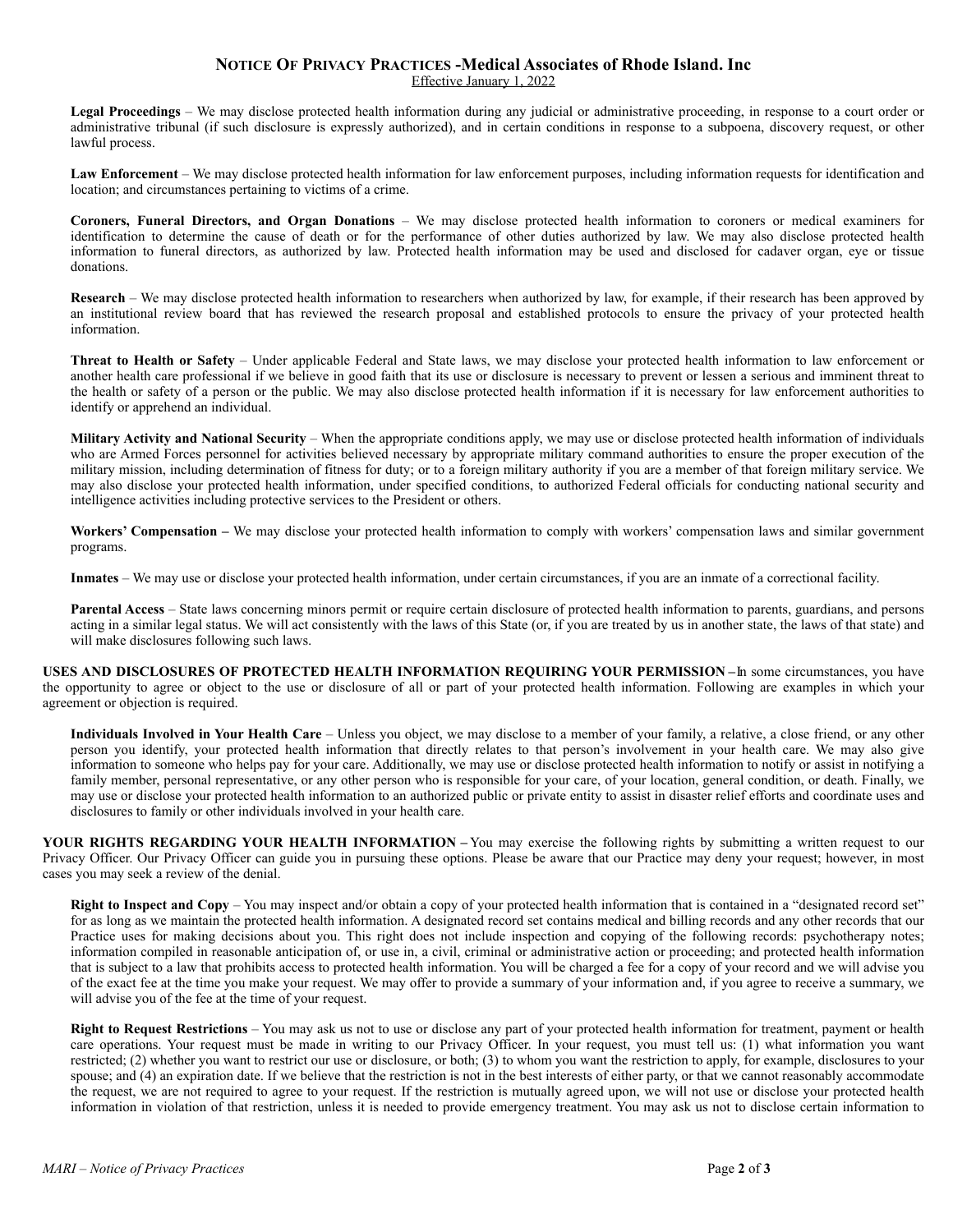**Legal Proceedings** – We may disclose protected health information during any judicial or administrative proceeding, in response to a court order or administrative tribunal (if such disclosure is expressly authorized), and in certain conditions in response to a subpoena, discovery request, or other lawful process.

**Law Enforcement** – We may disclose protected health information for law enforcement purposes, including information requests for identification and location; and circumstances pertaining to victims of a crime.

**Coroners, Funeral Directors, and Organ Donations** – We may disclose protected health information to coroners or medical examiners for identification to determine the cause of death or for the performance of other duties authorized by law. We may also disclose protected health information to funeral directors, as authorized by law. Protected health information may be used and disclosed for cadaver organ, eye or tissue donations.

**Research** – We may disclose protected health information to researchers when authorized by law, for example, if their research has been approved by an institutional review board that has reviewed the research proposal and established protocols to ensure the privacy of your protected health information.

**Threat to Health or Safety** – Under applicable Federal and State laws, we may disclose your protected health information to law enforcement or another health care professional if we believe in good faith that its use or disclosure is necessary to prevent or lessen a serious and imminent threat to the health or safety of a person or the public. We may also disclose protected health information if it is necessary for law enforcement authorities to identify or apprehend an individual.

**Military Activity and National Security** – When the appropriate conditions apply, we may use or disclose protected health information of individuals who are Armed Forces personnel for activities believed necessary by appropriate military command authorities to ensure the proper execution of the military mission, including determination of fitness for duty; or to a foreign military authority if you are a member of that foreign military service. We may also disclose your protected health information, under specified conditions, to authorized Federal officials for conducting national security and intelligence activities including protective services to the President or others.

**Workers' Compensation –** We may disclose your protected health information to comply with workers' compensation laws and similar government programs.

**Inmates** – We may use or disclose your protected health information, under certain circumstances, if you are an inmate of a correctional facility.

**Parental Access** – State laws concerning minors permit or require certain disclosure of protected health information to parents, guardians, and persons acting in a similar legal status. We will act consistently with the laws of this State (or, if you are treated by us in another state, the laws of that state) and will make disclosures following such laws.

**USES AND DISCLOSURES OF PROTECTED HEALTH INFORMATION REQUIRING YOUR PERMISSION –** In some circumstances, you have the opportunity to agree or object to the use or disclosure of all or part of your protected health information. Following are examples in which your agreement or objection is required.

**Individuals Involved in Your Health Care** – Unless you object, we may disclose to a member of your family, a relative, a close friend, or any other person you identify, your protected health information that directly relates to that person's involvement in your health care. We may also give information to someone who helps pay for your care. Additionally, we may use or disclose protected health information to notify or assist in notifying a family member, personal representative, or any other person who is responsible for your care, of your location, general condition, or death. Finally, we may use or disclose your protected health information to an authorized public or private entity to assist in disaster relief efforts and coordinate uses and disclosures to family or other individuals involved in your health care.

**YOUR RIGHTS REGARDING YOUR HEALTH INFORMATION –** You may exercise the following rights by submitting a written request to our Privacy Officer. Our Privacy Officer can guide you in pursuing these options. Please be aware that our Practice may deny your request; however, in most cases you may seek a review of the denial.

**Right to Inspect and Copy** – You may inspect and/or obtain a copy of your protected health information that is contained in a "designated record set" for as long as we maintain the protected health information. A designated record set contains medical and billing records and any other records that our Practice uses for making decisions about you. This right does not include inspection and copying of the following records: psychotherapy notes; information compiled in reasonable anticipation of, or use in, a civil, criminal or administrative action or proceeding; and protected health information that is subject to a law that prohibits access to protected health information. You will be charged a fee for a copy of your record and we will advise you of the exact fee at the time you make your request. We may offer to provide a summary of your information and, if you agree to receive a summary, we will advise you of the fee at the time of your request.

**Right to Request Restrictions** – You may ask us not to use or disclose any part of your protected health information for treatment, payment or health care operations. Your request must be made in writing to our Privacy Officer. In your request, you must tell us: (1) what information you want restricted; (2) whether you want to restrict our use or disclosure, or both; (3) to whom you want the restriction to apply, for example, disclosures to your spouse; and (4) an expiration date. If we believe that the restriction is not in the best interests of either party, or that we cannot reasonably accommodate the request, we are not required to agree to your request. If the restriction is mutually agreed upon, we will not use or disclose your protected health information in violation of that restriction, unless it is needed to provide emergency treatment. You may ask us not to disclose certain information to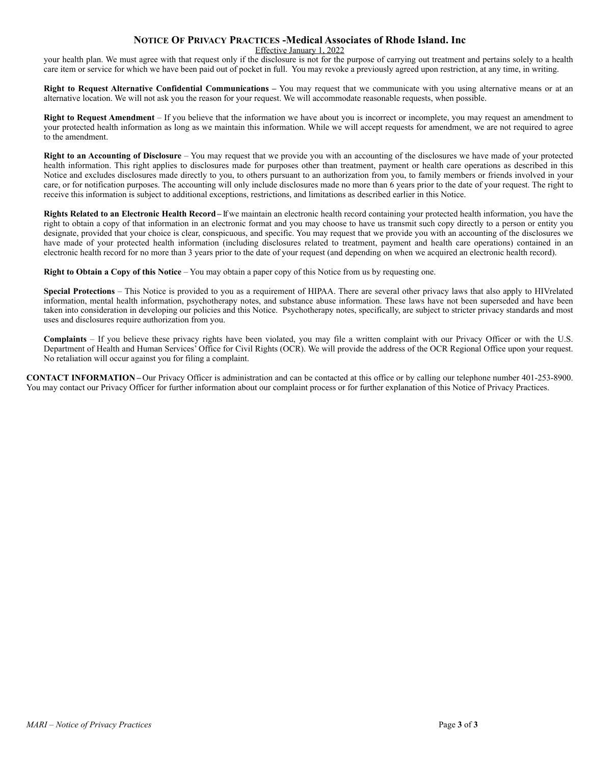your health plan. We must agree with that request only if the disclosure is not for the purpose of carrying out treatment and pertains solely to a health care item or service for which we have been paid out of pocket in full. You may revoke a previously agreed upon restriction, at any time, in writing.

**Right to Request Alternative Confidential Communications –** You may request that we communicate with you using alternative means or at an alternative location. We will not ask you the reason for your request. We will accommodate reasonable requests, when possible.

**Right to Request Amendment** – If you believe that the information we have about you is incorrect or incomplete, you may request an amendment to your protected health information as long as we maintain this information. While we will accept requests for amendment, we are not required to agree to the amendment.

**Right to an Accounting of Disclosure** – You may request that we provide you with an accounting of the disclosures we have made of your protected health information. This right applies to disclosures made for purposes other than treatment, payment or health care operations as described in this Notice and excludes disclosures made directly to you, to others pursuant to an authorization from you, to family members or friends involved in your care, or for notification purposes. The accounting will only include disclosures made no more than 6 years prior to the date of your request. The right to receive this information is subject to additional exceptions, restrictions, and limitations as described earlier in this Notice.

**Rights Related to an Electronic Health Record –** If we maintain an electronic health record containing your protected health information, you have the right to obtain a copy of that information in an electronic format and you may choose to have us transmit such copy directly to a person or entity you designate, provided that your choice is clear, conspicuous, and specific. You may request that we provide you with an accounting of the disclosures we have made of your protected health information (including disclosures related to treatment, payment and health care operations) contained in an electronic health record for no more than 3 years prior to the date of your request (and depending on when we acquired an electronic health record).

**Right to Obtain a Copy of this Notice** – You may obtain a paper copy of this Notice from us by requesting one.

**Special Protections** – This Notice is provided to you as a requirement of HIPAA. There are several other privacy laws that also apply to HIVrelated information, mental health information, psychotherapy notes, and substance abuse information. These laws have not been superseded and have been taken into consideration in developing our policies and this Notice. Psychotherapy notes, specifically, are subject to stricter privacy standards and most uses and disclosures require authorization from you.

**Complaints** – If you believe these privacy rights have been violated, you may file a written complaint with our Privacy Officer or with the U.S. Department of Health and Human Services' Office for Civil Rights (OCR). We will provide the address of the OCR Regional Office upon your request. No retaliation will occur against you for filing a complaint.

**CONTACT INFORMATION –** Our Privacy Officer is administration and can be contacted at this office or by calling our telephone number 401-253-8900. You may contact our Privacy Officer for further information about our complaint process or for further explanation of this Notice of Privacy Practices.